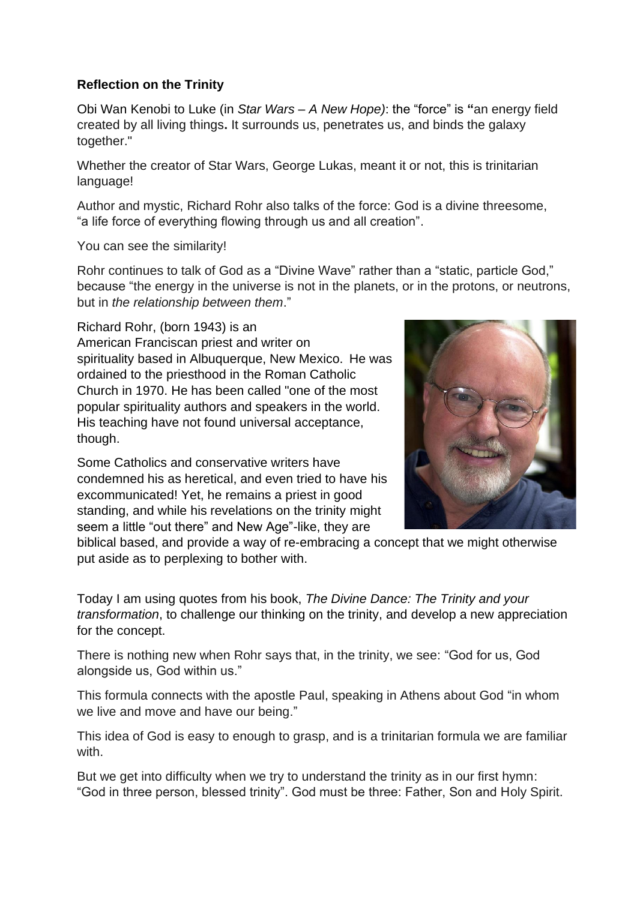**Reflection on the Trinity**

Obi Wan Kenobi to Luke (in *Star Wars – A New Hope)*: the "force" is **"**an energy field created by all living things**.** It surrounds us, penetrates us, and binds the galaxy together."

Whether the creator of Star Wars, George Lukas, meant it or not, this is trinitarian language!

Author and mystic, Richard Rohr also talks of the force: God is a divine threesome, "a life force of everything flowing through us and all creation".

You can see the similarity!

Rohr continues to talk of God as a "Divine Wave" rather than a "static, particle God," because "the energy in the universe is not in the planets, or in the protons, or neutrons, but in *the relationship between them*."

Richard Rohr, (born 1943) is an American Franciscan priest and writer on spirituality based in Albuquerque, New Mexico. He was ordained to the priesthood in the Roman Catholic Church in 1970. He has been called "one of the most popular spirituality authors and speakers in the world. His teaching have not found universal acceptance, though.

Some Catholics and conservative writers have condemned his as heretical, and even tried to have his excommunicated! Yet, he remains a priest in good standing, and while his revelations on the trinity might seem a little "out there" and New Age"-like, they are biblical based, and provide a way of re-embracing a concept that we might otherwise put aside as to perplexing to bother with.

Today I am using quotes from his book, *The Divine Dance: The Trinity and your transformation*, to challenge our thinking on the trinity, and develop a new appreciation for the concept.

There is nothing new when Rohr says that, in the trinity, we see: "God for us, God alongside us, God within us."

This formula connects with the apostle Paul, speaking in Athens about God "in whom we live and move and have our being."

This idea of God is easy to enough to grasp, and is a trinitarian formula we are familiar with.

But we get into difficulty when we try to understand the trinity as in our first hymn: "God in three person, blessed trinity". God must be three: Father, Son and Holy Spirit.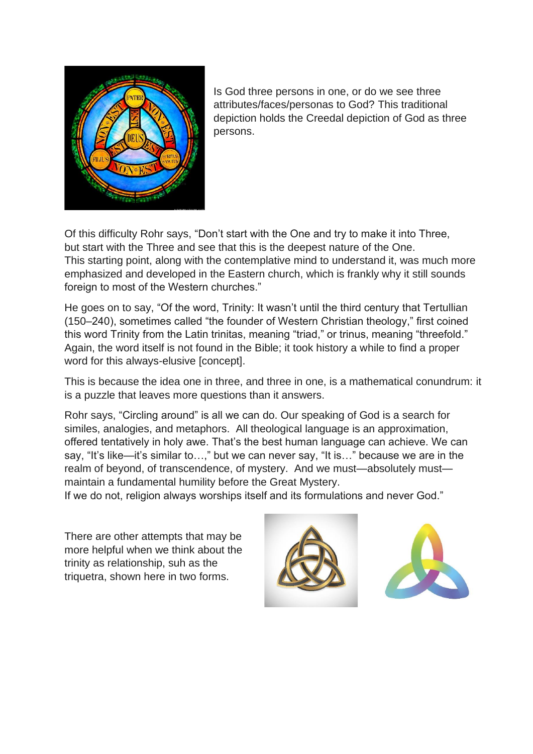Is God three persons in one, or do we see three attributes/faces/personas to God? This traditional depiction holds the Creedal depiction of God as three persons.

Of this difficulty Rohr says, "Don't start with the One and try to make it into Three, but start with the Three and see that this is the deepest nature of the One. This starting point, along with the contemplative mind to understand it, was much more emphasized and developed in the Eastern church, which is frankly why it still sounds foreign to most of the Western churches."

He goes on to say, "Of the word, Trinity: It wasn't until the third century that Tertullian (150–240), sometimes called "the founder of Western Christian theology," first coined this word Trinity from the Latin trinitas, meaning "triad," or trinus, meaning "threefold." Again, the word itself is not found in the Bible; it took history a while to find a proper word for this always-elusive [concept].

This is because the idea one in three, and three in one, is a mathematical conundrum: it is a puzzle that leaves more questions than it answers.

Rohr says, "Circling around" is all we can do. Our speaking of God is a search for similes, analogies, and metaphors. All theological language is an approximation, offered tentatively in holy awe. That's the best human language can achieve. We can say, "It's like—it's similar to…," but we can never say, "It is…" because we are in the realm of beyond, of transcendence, of mystery. And we must—absolutely must—maintain a fundamental humility before the Great Mystery.
If we do not, religion always worships itself and its formulations and never God."

There are other attempts that may be more helpful when we think about the trinity as relationship, suh as the triquetra, shown here in two forms.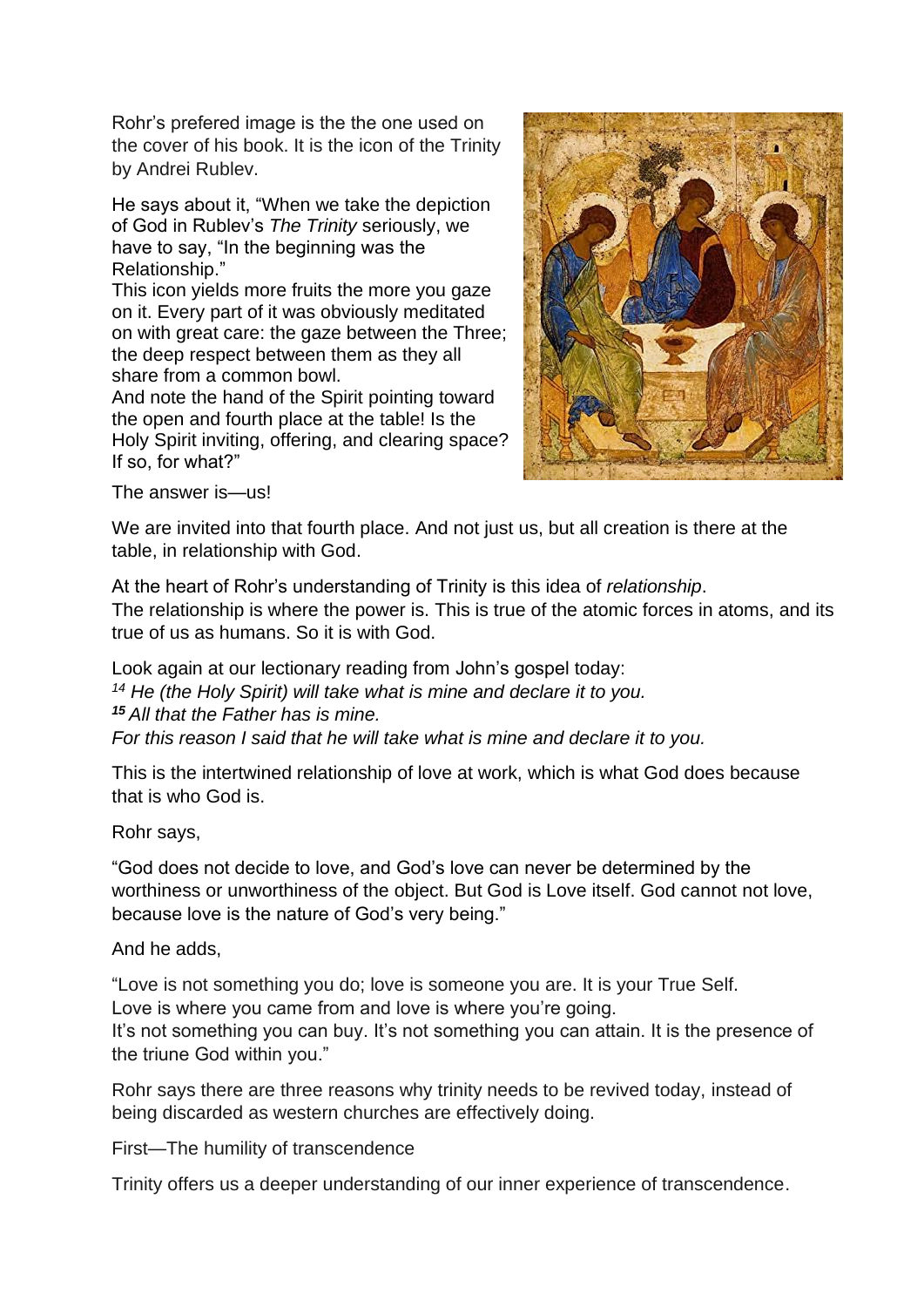Rohr's prefered image is the the one used on the cover of his book. It is the icon of the Trinity by Andrei Rublev.

He says about it, "When we take the depiction of God in Rublev's *The Trinity* seriously, we have to say, "In the beginning was the Relationship."
This icon yields more fruits the more you gaze on it. Every part of it was obviously meditated on with great care: the gaze between the Three; the deep respect between them as they all share from a common bowl.
And note the hand of the Spirit pointing toward the open and fourth place at the table! Is the Holy Spirit inviting, offering, and clearing space? If so, for what?"

The answer is—us!

We are invited into that fourth place. And not just us, but all creation is there at the table, in relationship with God.

At the heart of Rohr's understanding of Trinity is this idea of *relationship*.
The relationship is where the power is. This is true of the atomic forces in atoms, and its true of us as humans. So it is with God.

Look again at our lectionary reading from John's gospel today:
*[14] He (the Holy Spirit) will take what is mine and declare it to you.*
***[15]*** *All that the Father has is mine.*
*For this reason I said that he will take what is mine and declare it to you.*

This is the intertwined relationship of love at work, which is what God does because that is who God is.

Rohr says,

"God does not decide to love, and God's love can never be determined by the worthiness or unworthiness of the object. But God is Love itself. God cannot not love, because love is the nature of God's very being."

And he adds,

"Love is not something you do; love is someone you are. It is your True Self.
Love is where you came from and love is where you're going.
It's not something you can buy. It's not something you can attain. It is the presence of the triune God within you."

Rohr says there are three reasons why trinity needs to be revived today, instead of being discarded as western churches are effectively doing.

First—The humility of transcendence

Trinity offers us a deeper understanding of our inner experience of transcendence.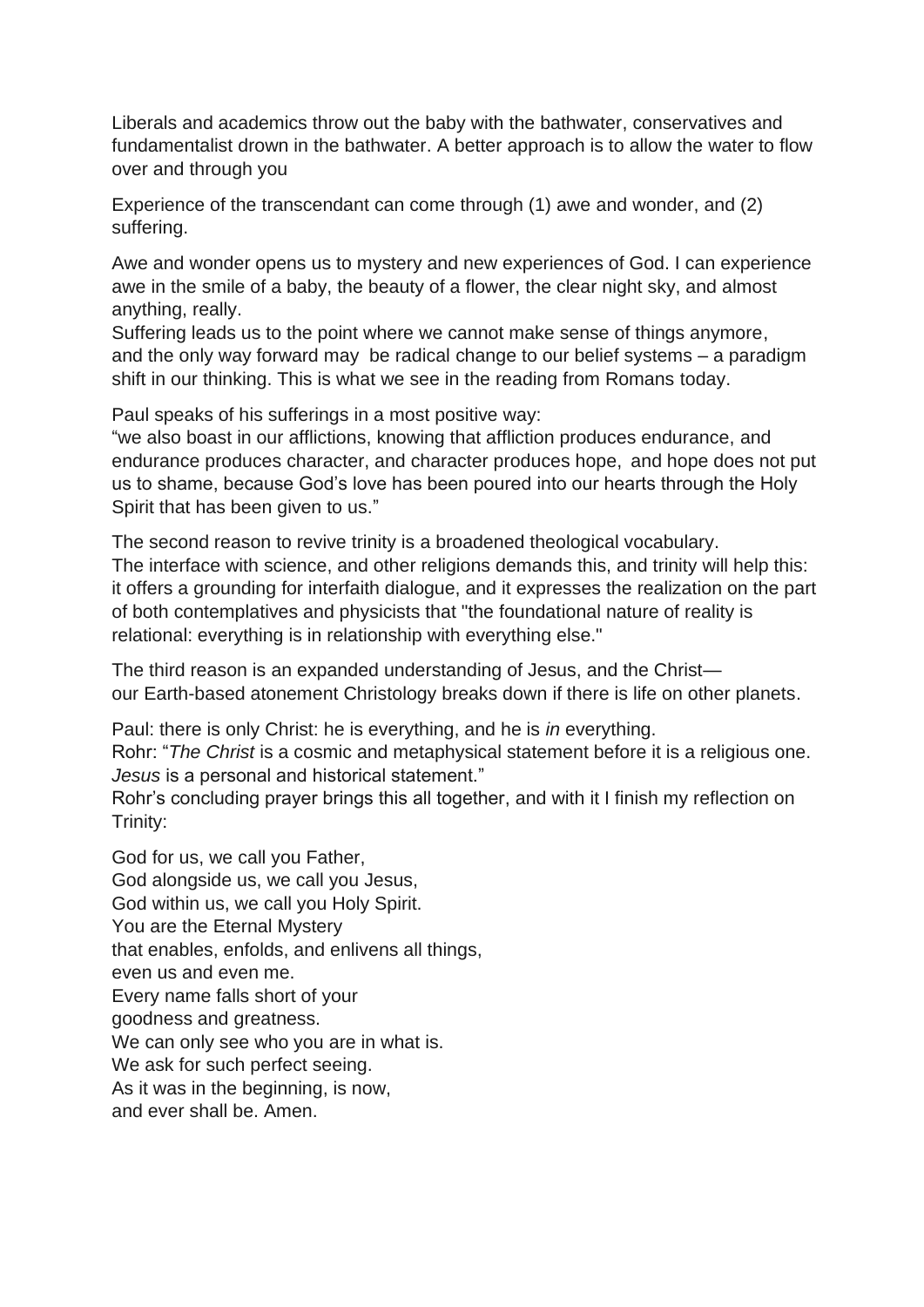Liberals and academics throw out the baby with the bathwater, conservatives and fundamentalist drown in the bathwater. A better approach is to allow the water to flow over and through you

Experience of the transcendant can come through (1) awe and wonder, and (2) suffering.

Awe and wonder opens us to mystery and new experiences of God. I can experience awe in the smile of a baby, the beauty of a flower, the clear night sky, and almost anything, really.
Suffering leads us to the point where we cannot make sense of things anymore, and the only way forward may be radical change to our belief systems – a paradigm shift in our thinking. This is what we see in the reading from Romans today.

Paul speaks of his sufferings in a most positive way:
"we also boast in our afflictions, knowing that affliction produces endurance, and endurance produces character, and character produces hope, and hope does not put us to shame, because God's love has been poured into our hearts through the Holy Spirit that has been given to us."

The second reason to revive trinity is a broadened theological vocabulary.
The interface with science, and other religions demands this, and trinity will help this: it offers a grounding for interfaith dialogue, and it expresses the realization on the part of both contemplatives and physicists that "the foundational nature of reality is relational: everything is in relationship with everything else."

The third reason is an expanded understanding of Jesus, and the Christ—
our Earth-based atonement Christology breaks down if there is life on other planets.

Paul: there is only Christ: he is everything, and he is *in* everything.
Rohr: "*The Christ* is a cosmic and metaphysical statement before it is a religious one. *Jesus* is a personal and historical statement."
Rohr's concluding prayer brings this all together, and with it I finish my reflection on Trinity:

God for us, we call you Father,
God alongside us, we call you Jesus,
God within us, we call you Holy Spirit.
You are the Eternal Mystery
that enables, enfolds, and enlivens all things,
even us and even me.
Every name falls short of your
goodness and greatness.
We can only see who you are in what is.
We ask for such perfect seeing.
As it was in the beginning, is now,
and ever shall be. Amen.